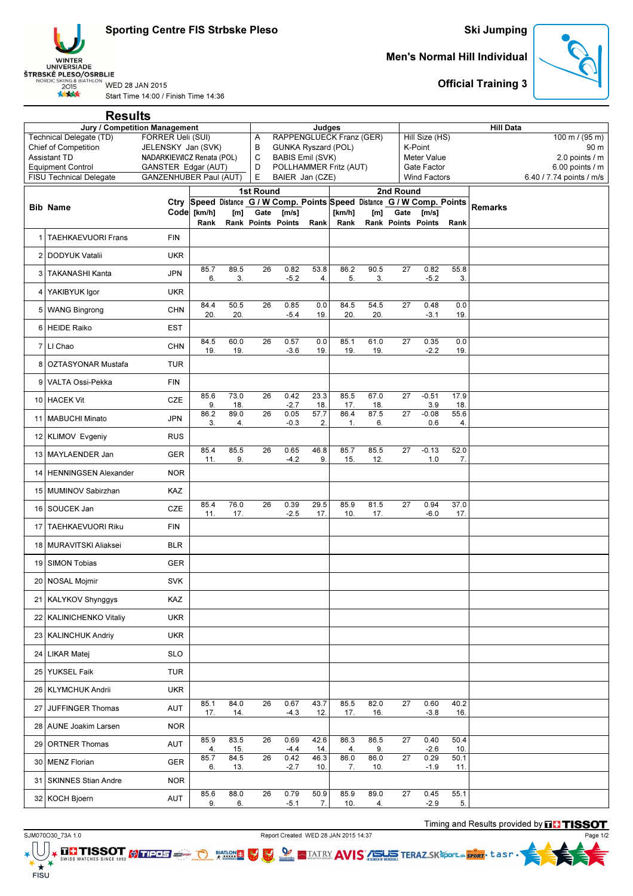# Sporting Centre FIS Strbske Pleso

WINTER UNIVERSIADE ŠTRBSKÉ PLESO/OSRBLIE NORDIC SKIING & BIATHLON 2015

WED 28 JAN 2015
Start Time 14:00 / Finish Time 14:36

## Ski Jumping

### Men's Normal Hill Individual

### Official Training 3

## Results

| Jury / Competition Management | | Judges | | Hill Data | |
|---|---|---|---|---|---|
| Technical Delegate (TD) | FORRER Ueli (SUI) | A | RAPPENGLUECK Franz (GER) | Hill Size (HS) | 100 m / (95 m) |
| Chief of Competition | JELENSKY Jan (SVK) | B | GUNKA Ryszard (POL) | K-Point | 90 m |
| Assistant TD | NADARKIEWICZ Renata (POL) | C | BABIS Emil (SVK) | Meter Value | 2.0 points / m |
| Equipment Control | GANSTER Edgar (AUT) | D | POLLHAMMER Fritz (AUT) | Gate Factor | 6.00 points / m |
| FISU Technical Delegate | GANZENHUBER Paul (AUT) | E | BAIER Jan (CZE) | Wind Factors | 6.40 / 7.74 points / m/s |

| Bib | Name | Ctry Code | 1st Round Speed [km/h] / Rank | Distance [m] / Rank | Gate / Points | G / W Comp. [m/s] / Points | Points / Rank | 2nd Round Speed [km/h] / Rank | Distance [m] / Rank | Gate / Points | G / W Comp. [m/s] / Points | Points / Rank | Remarks |
|---|---|---|---|---|---|---|---|---|---|---|---|---|---|
| 1 | TAEHKAEVUORI Frans | FIN | | | | | | | | | | | |
| 2 | DODYUK Vatalii | UKR | | | | | | | | | | | |
| 3 | TAKANASHI Kanta | JPN | 85.7 / 6. | 89.5 / 3. | 26 | 0.82 / -5.2 | 53.8 / 4. | 86.2 / 5. | 90.5 / 3. | 27 | 0.82 / -5.2 | 55.8 / 3. | |
| 4 | YAKIBYUK Igor | UKR | | | | | | | | | | | |
| 5 | WANG Bingrong | CHN | 84.4 / 20. | 50.5 / 20. | 26 | 0.85 / -5.4 | 0.0 / 19. | 84.5 / 20. | 54.5 / 20. | 27 | 0.48 / -3.1 | 0.0 / 19. | |
| 6 | HEIDE Raiko | EST | | | | | | | | | | | |
| 7 | LI Chao | CHN | 84.5 / 19. | 60.0 / 19. | 26 | 0.57 / -3.6 | 0.0 / 19. | 85.1 / 19. | 61.0 / 19. | 27 | 0.35 / -2.2 | 0.0 / 19. | |
| 8 | OZTASYONAR Mustafa | TUR | | | | | | | | | | | |
| 9 | VALTA Ossi-Pekka | FIN | | | | | | | | | | | |
| 10 | HACEK Vit | CZE | 85.6 / 9. | 73.0 / 18. | 26 | 0.42 / -2.7 | 23.3 / 18. | 85.5 / 17. | 67.0 / 18. | 27 | -0.51 / 3.9 | 17.9 / 18. | |
| 11 | MABUCHI Minato | JPN | 86.2 / 3. | 89.0 / 4. | 26 | 0.05 / -0.3 | 57.7 / 2. | 86.4 / 1. | 87.5 / 6. | 27 | -0.08 / 0.6 | 55.6 / 4. | |
| 12 | KLIMOV Evgeniy | RUS | | | | | | | | | | | |
| 13 | MAYLAENDER Jan | GER | 85.4 / 11. | 85.5 / 9. | 26 | 0.65 / -4.2 | 46.8 / 9. | 85.7 / 15. | 85.5 / 12. | 27 | -0.13 / 1.0 | 52.0 / 7. | |
| 14 | HENNINGSEN Alexander | NOR | | | | | | | | | | | |
| 15 | MUMINOV Sabirzhan | KAZ | | | | | | | | | | | |
| 16 | SOUCEK Jan | CZE | 85.4 / 11. | 76.0 / 17. | 26 | 0.39 / -2.5 | 29.5 / 17. | 85.9 / 10. | 81.5 / 17. | 27 | 0.94 / -6.0 | 37.0 / 17. | |
| 17 | TAEHKAEVUORI Riku | FIN | | | | | | | | | | | |
| 18 | MURAVITSKI Aliaksei | BLR | | | | | | | | | | | |
| 19 | SIMON Tobias | GER | | | | | | | | | | | |
| 20 | NOSAL Mojmir | SVK | | | | | | | | | | | |
| 21 | KALYKOV Shynggys | KAZ | | | | | | | | | | | |
| 22 | KALINICHENKO Vitaliy | UKR | | | | | | | | | | | |
| 23 | KALINCHUK Andriy | UKR | | | | | | | | | | | |
| 24 | LIKAR Matej | SLO | | | | | | | | | | | |
| 25 | YUKSEL Faik | TUR | | | | | | | | | | | |
| 26 | KLYMCHUK Andrii | UKR | | | | | | | | | | | |
| 27 | JUFFINGER Thomas | AUT | 85.1 / 17. | 84.0 / 14. | 26 | 0.67 / -4.3 | 43.7 / 12. | 85.5 / 17. | 82.0 / 16. | 27 | 0.60 / -3.8 | 40.2 / 16. | |
| 28 | AUNE Joakim Larsen | NOR | | | | | | | | | | | |
| 29 | ORTNER Thomas | AUT | 85.9 / 4. | 83.5 / 15. | 26 | 0.69 / -4.4 | 42.6 / 14. | 86.3 / 4. | 86.5 / 9. | 27 | 0.40 / -2.6 | 50.4 / 10. | |
| 30 | MENZ Florian | GER | 85.7 / 6. | 84.5 / 13. | 26 | 0.42 / -2.7 | 46.3 / 10. | 86.0 / 7. | 86.0 / 10. | 27 | 0.29 / -1.9 | 50.1 / 11. | |
| 31 | SKINNES Stian Andre | NOR | | | | | | | | | | | |
| 32 | KOCH Bjoern | AUT | 85.6 / 9. | 88.0 / 6. | 26 | 0.79 / -5.1 | 50.9 / 7. | 85.9 / 10. | 89.0 / 4. | 27 | 0.45 / -2.9 | 55.1 / 5. | |

Timing and Results provided by TISSOT

SJM070O30_73A 1.0    Report Created WED 28 JAN 2015 14:37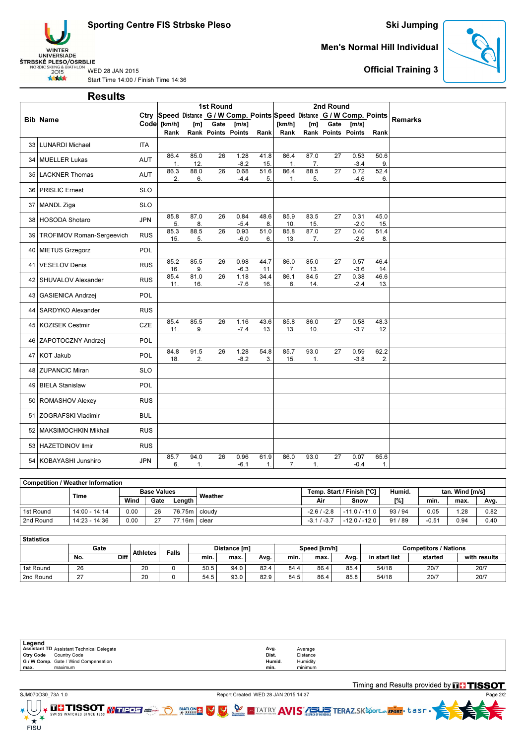Sporting Centre FIS Strbske Pleso

WINTER UNIVERSIADE ŠTRBSKÉ PLESO/OSRBLIE NORDIC SKIING & BIATHLON 2015

WED 28 JAN 2015
Start Time 14:00 / Finish Time 14:36

# Ski Jumping

## Men's Normal Hill Individual

### Official Training 3

## Results

| Bib | Name | Ctry Code | 1st Round Speed [km/h] / Rank | Distance [m] / Rank | Gate / Gate Points | G / W Comp. [m/s] / Wind Points | Points / Rank | 2nd Round Speed [km/h] / Rank | Distance [m] / Rank | Gate / Gate Points | G / W Comp. [m/s] / Wind Points | Points / Rank | Remarks |
|---|---|---|---|---|---|---|---|---|---|---|---|---|---|
| 33 | LUNARDI Michael | ITA | | | | | | | | | | | |
| 34 | MUELLER Lukas | AUT | 86.4 / 1. | 85.0 / 12. | 26 | 1.28 / -8.2 | 41.8 / 15. | 86.4 / 1. | 87.0 / 7. | 27 | 0.53 / -3.4 | 50.6 / 9. | |
| 35 | LACKNER Thomas | AUT | 86.3 / 2. | 88.0 / 6. | 26 | 0.68 / -4.4 | 51.6 / 5. | 86.4 / 1. | 88.5 / 5. | 27 | 0.72 / -4.6 | 52.4 / 6. | |
| 36 | PRISLIC Ernest | SLO | | | | | | | | | | | |
| 37 | MANDL Ziga | SLO | | | | | | | | | | | |
| 38 | HOSODA Shotaro | JPN | 85.8 / 5. | 87.0 / 8. | 26 | 0.84 / -5.4 | 48.6 / 8. | 85.9 / 10. | 83.5 / 15. | 27 | 0.31 / -2.0 | 45.0 / 15. | |
| 39 | TROFIMOV Roman-Sergeevich | RUS | 85.3 / 15. | 88.5 / 5. | 26 | 0.93 / -6.0 | 51.0 / 6. | 85.8 / 13. | 87.0 / 7. | 27 | 0.40 / -2.6 | 51.4 / 8. | |
| 40 | MIETUS Grzegorz | POL | | | | | | | | | | | |
| 41 | VESELOV Denis | RUS | 85.2 / 16. | 85.5 / 9. | 26 | 0.98 / -6.3 | 44.7 / 11. | 86.0 / 7. | 85.0 / 13. | 27 | 0.57 / -3.6 | 46.4 / 14. | |
| 42 | SHUVALOV Alexander | RUS | 85.4 / 11. | 81.0 / 16. | 26 | 1.18 / -7.6 | 34.4 / 16. | 86.1 / 6. | 84.5 / 14. | 27 | 0.38 / -2.4 | 46.6 / 13. | |
| 43 | GASIENICA Andrzej | POL | | | | | | | | | | | |
| 44 | SARDYKO Alexander | RUS | | | | | | | | | | | |
| 45 | KOZISEK Cestmir | CZE | 85.4 / 11. | 85.5 / 9. | 26 | 1.16 / -7.4 | 43.6 / 13. | 85.8 / 13. | 86.0 / 10. | 27 | 0.58 / -3.7 | 48.3 / 12. | |
| 46 | ZAPOTOCZNY Andrzej | POL | | | | | | | | | | | |
| 47 | KOT Jakub | POL | 84.8 / 18. | 91.5 / 2. | 26 | 1.28 / -8.2 | 54.8 / 3. | 85.7 / 15. | 93.0 / 1. | 27 | 0.59 / -3.8 | 62.2 / 2. | |
| 48 | ZUPANCIC Miran | SLO | | | | | | | | | | | |
| 49 | BIELA Stanislaw | POL | | | | | | | | | | | |
| 50 | ROMASHOV Alexey | RUS | | | | | | | | | | | |
| 51 | ZOGRAFSKI Vladimir | BUL | | | | | | | | | | | |
| 52 | MAKSIMOCHKIN Mikhail | RUS | | | | | | | | | | | |
| 53 | HAZETDINOV Ilmir | RUS | | | | | | | | | | | |
| 54 | KOBAYASHI Junshiro | JPN | 85.7 / 6. | 94.0 / 1. | 26 | 0.96 / -6.1 | 61.9 / 1. | 86.0 / 7. | 93.0 / 1. | 27 | 0.07 / -0.4 | 65.6 / 1. | |

## Competition / Weather Information

| | Time | Base Values Wind | Gate | Length | Weather | Temp. Start / Finish [°C] Air | Snow | Humid. [%] | tan. Wind [m/s] min. | max. | Avg. |
|---|---|---|---|---|---|---|---|---|---|---|---|
| 1st Round | 14:00 - 14:14 | 0.00 | 26 | 76.75m | cloudy | -2.6 / -2.8 | -11.0 / -11.0 | 93 / 94 | 0.05 | 1.28 | 0.82 |
| 2nd Round | 14:23 - 14:36 | 0.00 | 27 | 77.16m | clear | -3.1 / -3.7 | -12.0 / -12.0 | 91 / 89 | -0.51 | 0.94 | 0.40 |

## Statistics

| | Gate No. | Diff | Athletes | Falls | Distance [m] min. | max. | Avg. | Speed [km/h] min. | max. | Avg. | Competitors / Nations in start list | started | with results |
|---|---|---|---|---|---|---|---|---|---|---|---|---|---|
| 1st Round | 26 | | 20 | 0 | 50.5 | 94.0 | 82.4 | 84.4 | 86.4 | 85.4 | 54/18 | 20/7 | 20/7 |
| 2nd Round | 27 | | 20 | 0 | 54.5 | 93.0 | 82.9 | 84.5 | 86.4 | 85.8 | 54/18 | 20/7 | 20/7 |

**Legend**

| | | | |
|---|---|---|---|
| Assistant TD | Assistant Technical Delegate | Avg. | Average |
| Ctry Code | Country Code | Dist. | Distance |
| G / W Comp. | Gate / Wind Compensation | Humid. | Humidity |
| max. | maximum | min. | minimum |

Timing and Results provided by TISSOT

SJM070O30_73A 1.0 Report Created WED 28 JAN 2015 14:37